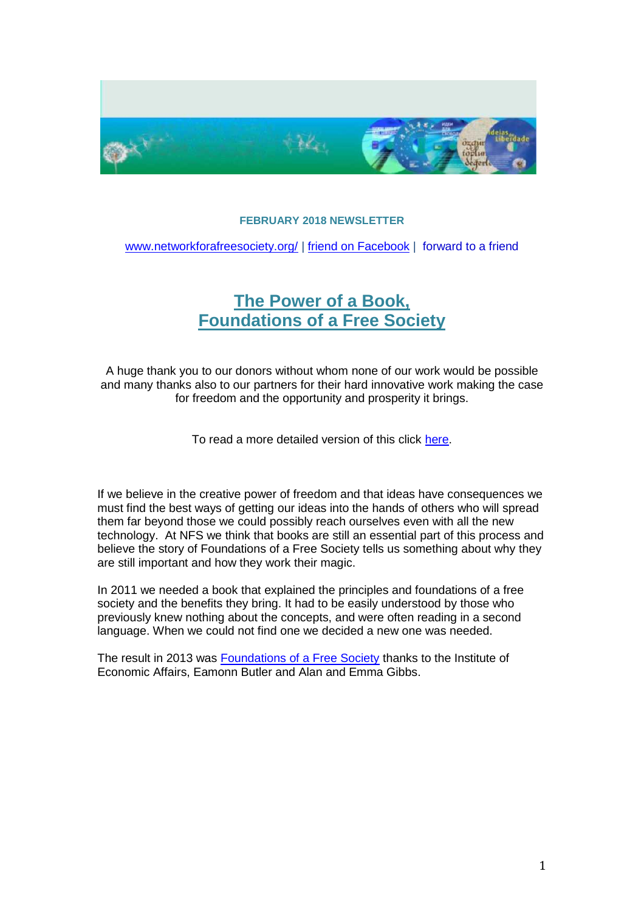**FEBRUARY 2018 NEWSLETTER**

www.networkforafreesociety.org/ | friend on Facebook | forward to a friend

# The Power of a Book, Foundations of a Free Society

A huge thank you to our donors without whom none of our work would be possible and many thanks also to our partners for their hard innovative work making the case for freedom and the opportunity and prosperity it brings.

To read a more detailed version of this click here.

If we believe in the creative power of freedom and that ideas have consequences we must find the best ways of getting our ideas into the hands of others who will spread them far beyond those we could possibly reach ourselves even with all the new technology. At NFS we think that books are still an essential part of this process and believe the story of Foundations of a Free Society tells us something about why they are still important and how they work their magic.

In 2011 we needed a book that explained the principles and foundations of a free society and the benefits they bring. It had to be easily understood by those who previously knew nothing about the concepts, and were often reading in a second language. When we could not find one we decided a new one was needed.

The result in 2013 was Foundations of a Free Society thanks to the Institute of Economic Affairs, Eamonn Butler and Alan and Emma Gibbs.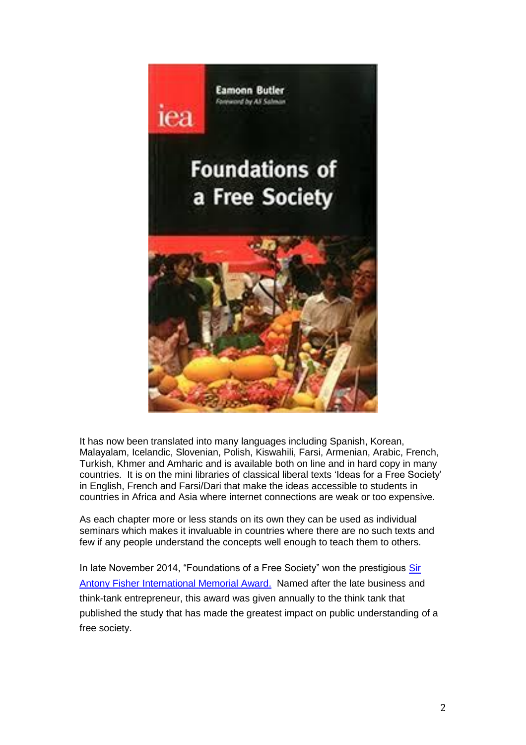It has now been translated into many languages including Spanish, Korean, Malayalam, Icelandic, Slovenian, Polish, Kiswahili, Farsi, Armenian, Arabic, French, Turkish, Khmer and Amharic and is available both on line and in hard copy in many countries. It is on the mini libraries of classical liberal texts 'Ideas for a Free Society' in English, French and Farsi/Dari that make the ideas accessible to students in countries in Africa and Asia where internet connections are weak or too expensive.

As each chapter more or less stands on its own they can be used as individual seminars which makes it invaluable in countries where there are no such texts and few if any people understand the concepts well enough to teach them to others.

In late November 2014, "Foundations of a Free Society" won the prestigious Sir Antony Fisher International Memorial Award. Named after the late business and think-tank entrepreneur, this award was given annually to the think tank that published the study that has made the greatest impact on public understanding of a free society.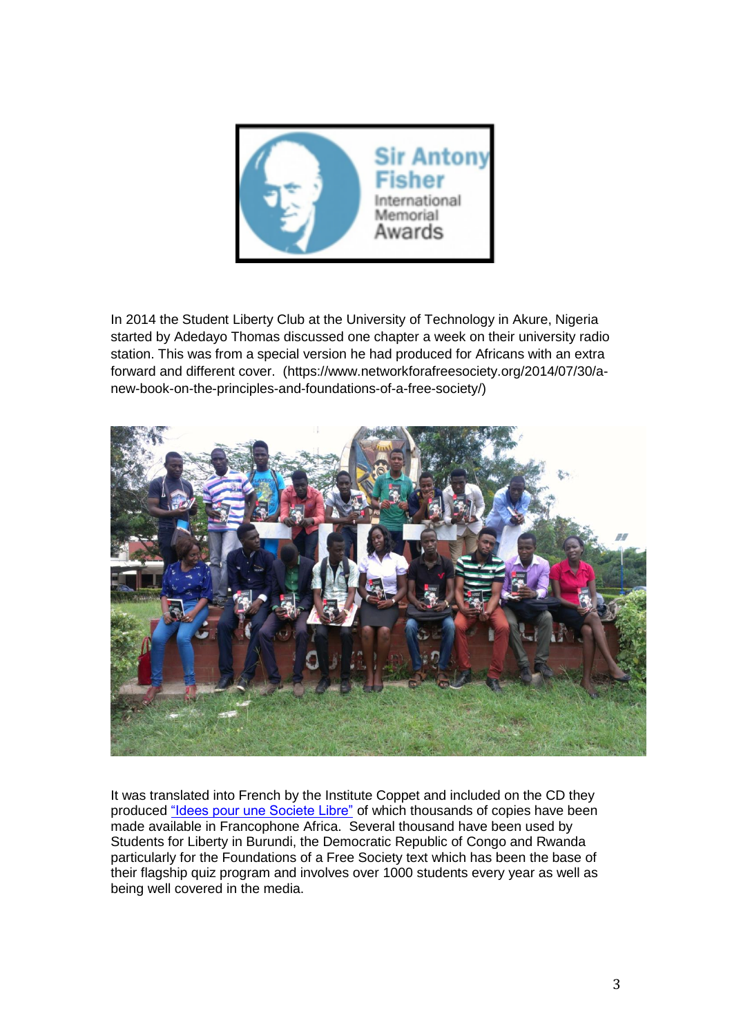In 2014 the Student Liberty Club at the University of Technology in Akure, Nigeria started by Adedayo Thomas discussed one chapter a week on their university radio station. This was from a special version he had produced for Africans with an extra forward and different cover. (https://www.networkforafreesociety.org/2014/07/30/a-new-book-on-the-principles-and-foundations-of-a-free-society/)

It was translated into French by the Institute Coppet and included on the CD they produced "Idees pour une Societe Libre" of which thousands of copies have been made available in Francophone Africa. Several thousand have been used by Students for Liberty in Burundi, the Democratic Republic of Congo and Rwanda particularly for the Foundations of a Free Society text which has been the base of their flagship quiz program and involves over 1000 students every year as well as being well covered in the media.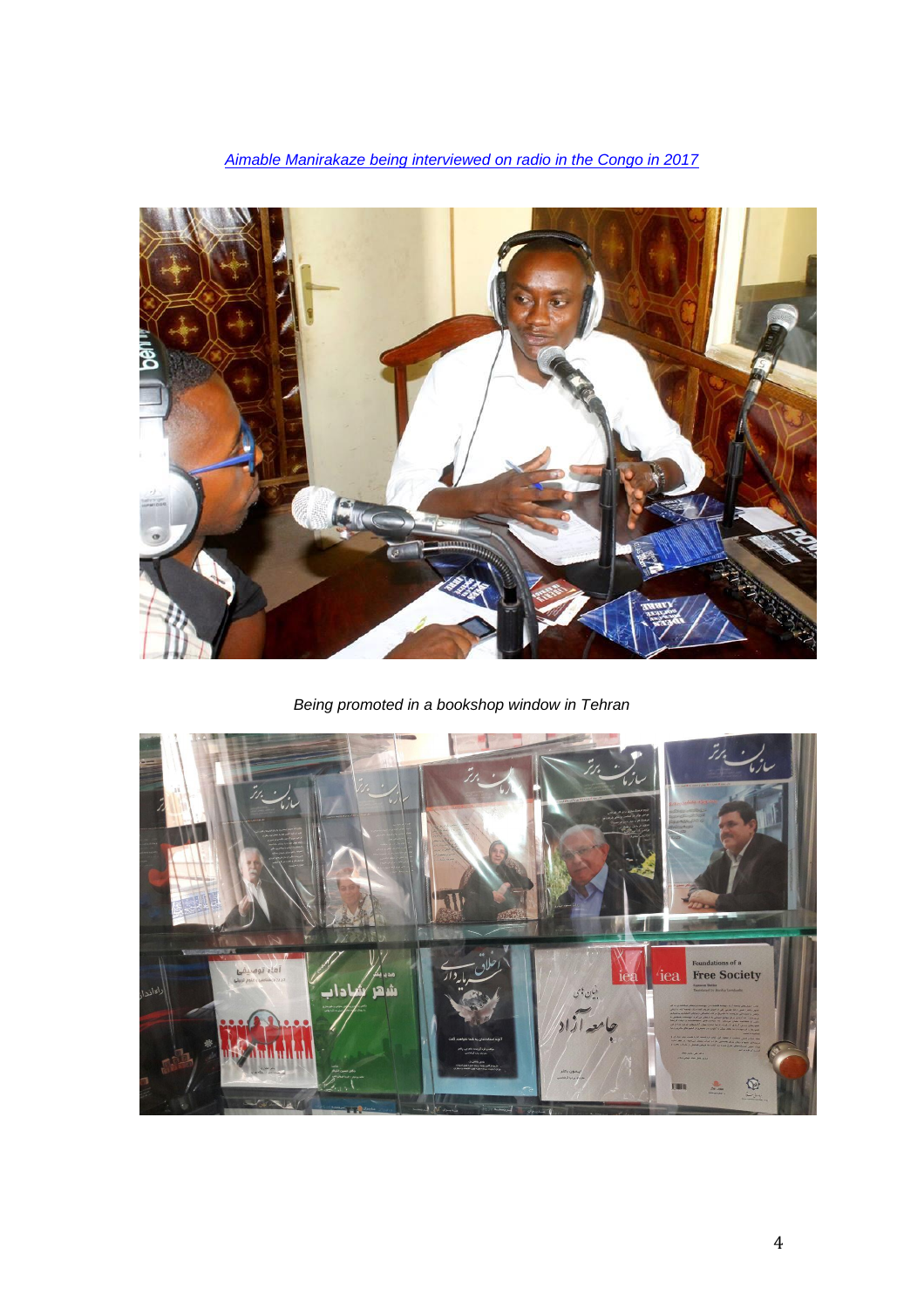[*Aimable Manirakaze being interviewed on radio in the Congo in 2017*]()

*Being promoted in a bookshop window in Tehran*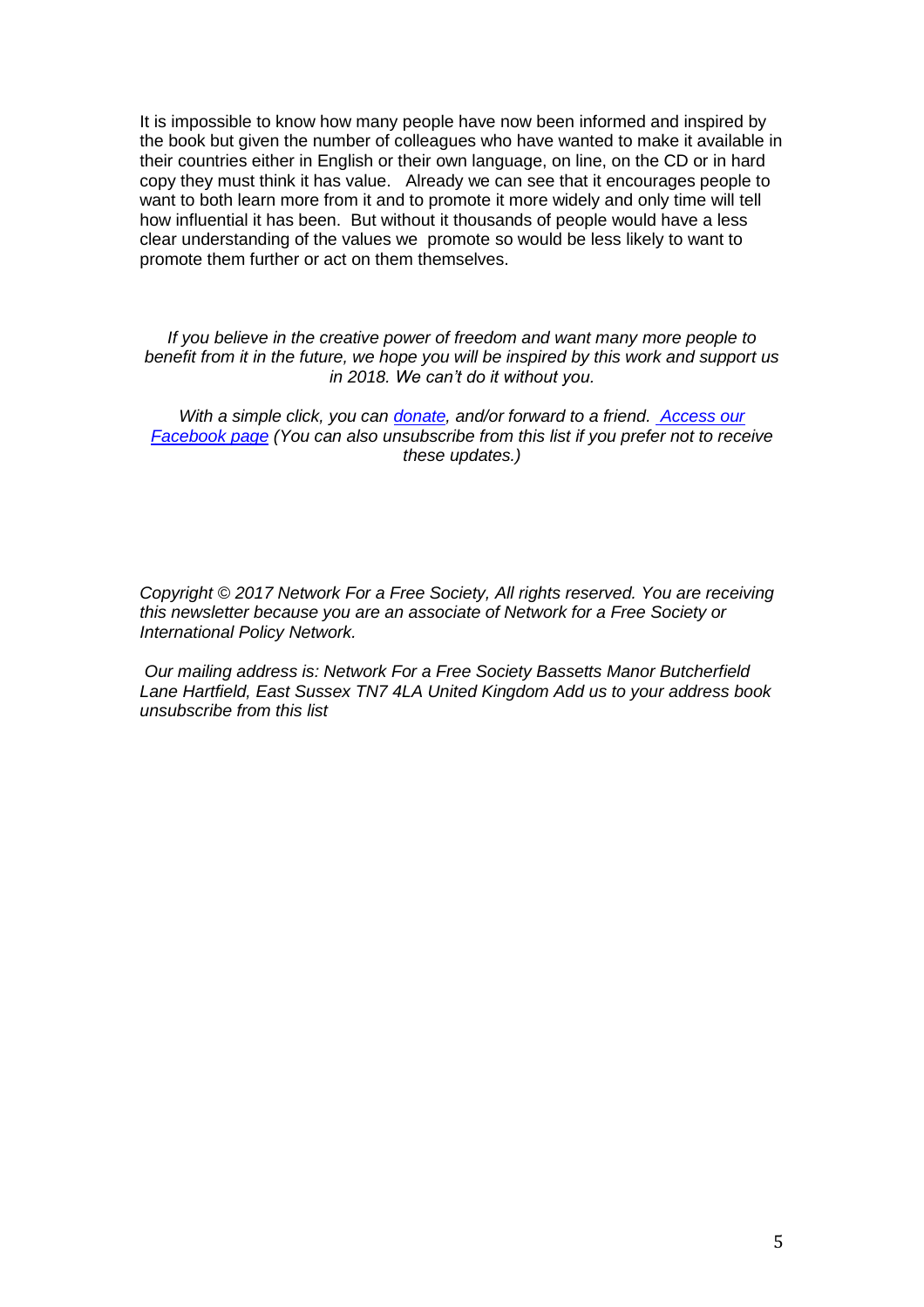It is impossible to know how many people have now been informed and inspired by the book but given the number of colleagues who have wanted to make it available in their countries either in English or their own language, on line, on the CD or in hard copy they must think it has value. Already we can see that it encourages people to want to both learn more from it and to promote it more widely and only time will tell how influential it has been. But without it thousands of people would have a less clear understanding of the values we promote so would be less likely to want to promote them further or act on them themselves.

*If you believe in the creative power of freedom and want many more people to benefit from it in the future, we hope you will be inspired by this work and support us in 2018. We can't do it without you.*

*With a simple click, you can donate, and/or forward to a friend. Access our Facebook page (You can also unsubscribe from this list if you prefer not to receive these updates.)*

*Copyright © 2017 Network For a Free Society, All rights reserved. You are receiving this newsletter because you are an associate of Network for a Free Society or International Policy Network.*

*Our mailing address is: Network For a Free Society Bassetts Manor Butcherfield Lane Hartfield, East Sussex TN7 4LA United Kingdom Add us to your address book unsubscribe from this list*